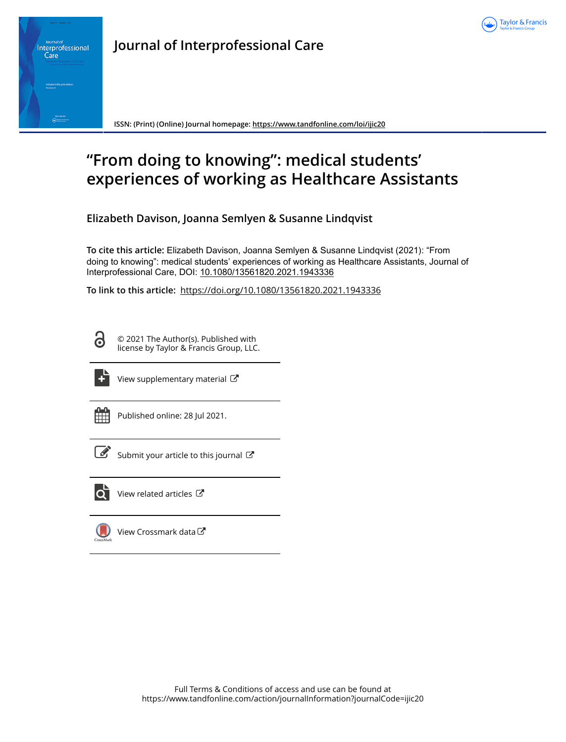# Journal of Interprofessional Care

ISSN: (Print) (Online) Journal homepage: https://www.tandfonline.com/loi/ijic20

# "From doing to knowing": medical students' experiences of working as Healthcare Assistants

**Elizabeth Davison, Joanna Semlyen & Susanne Lindqvist**

**To cite this article:** Elizabeth Davison, Joanna Semlyen & Susanne Lindqvist (2021): "From doing to knowing": medical students' experiences of working as Healthcare Assistants, Journal of Interprofessional Care, DOI: 10.1080/13561820.2021.1943336

**To link to this article:** https://doi.org/10.1080/13561820.2021.1943336

© 2021 The Author(s). Published with license by Taylor & Francis Group, LLC.

View supplementary material

Published online: 28 Jul 2021.

Submit your article to this journal

View related articles

View Crossmark data

Full Terms & Conditions of access and use can be found at https://www.tandfonline.com/action/journalInformation?journalCode=ijic20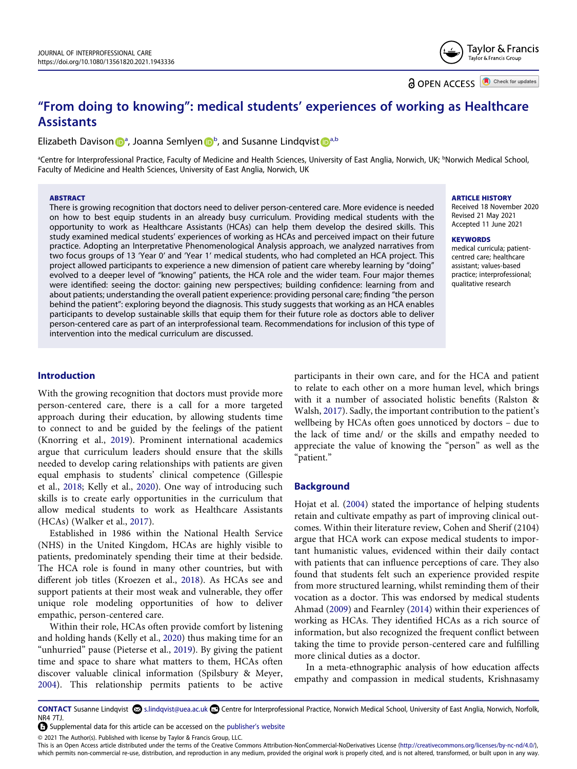# "From doing to knowing": medical students' experiences of working as Healthcare Assistants

Elizabeth Davison[a], Joanna Semlyen[b], and Susanne Lindqvist[a,b]

[a]Centre for Interprofessional Practice, Faculty of Medicine and Health Sciences, University of East Anglia, Norwich, UK; [b]Norwich Medical School, Faculty of Medicine and Health Sciences, University of East Anglia, Norwich, UK

**ABSTRACT**

There is growing recognition that doctors need to deliver person-centered care. More evidence is needed on how to best equip students in an already busy curriculum. Providing medical students with the opportunity to work as Healthcare Assistants (HCAs) can help them develop the desired skills. This study examined medical students' experiences of working as HCAs and perceived impact on their future practice. Adopting an Interpretative Phenomenological Analysis approach, we analyzed narratives from two focus groups of 13 'Year 0' and 'Year 1' medical students, who had completed an HCA project. This project allowed participants to experience a new dimension of patient care whereby learning by "doing" evolved to a deeper level of "knowing" patients, the HCA role and the wider team. Four major themes were identified: seeing the doctor: gaining new perspectives; building confidence: learning from and about patients; understanding the overall patient experience: providing personal care; finding "the person behind the patient": exploring beyond the diagnosis. This study suggests that working as an HCA enables participants to develop sustainable skills that equip them for their future role as doctors able to deliver person-centered care as part of an interprofessional team. Recommendations for inclusion of this type of intervention into the medical curriculum are discussed.

**ARTICLE HISTORY**

Received 18 November 2020
Revised 21 May 2021
Accepted 11 June 2021

**KEYWORDS**

medical curricula; patient-centred care; healthcare assistant; values-based practice; interprofessional; qualitative research

## Introduction

With the growing recognition that doctors must provide more person-centered care, there is a call for a more targeted approach during their education, by allowing students time to connect to and be guided by the feelings of the patient (Knorring et al., 2019). Prominent international academics argue that curriculum leaders should ensure that the skills needed to develop caring relationships with patients are given equal emphasis to students' clinical competence (Gillespie et al., 2018; Kelly et al., 2020). One way of introducing such skills is to create early opportunities in the curriculum that allow medical students to work as Healthcare Assistants (HCAs) (Walker et al., 2017).

Established in 1986 within the National Health Service (NHS) in the United Kingdom, HCAs are highly visible to patients, predominately spending their time at their bedside. The HCA role is found in many other countries, but with different job titles (Kroezen et al., 2018). As HCAs see and support patients at their most weak and vulnerable, they offer unique role modeling opportunities of how to deliver empathic, person-centered care.

Within their role, HCAs often provide comfort by listening and holding hands (Kelly et al., 2020) thus making time for an "unhurried" pause (Pieterse et al., 2019). By giving the patient time and space to share what matters to them, HCAs often discover valuable clinical information (Spilsbury & Meyer, 2004). This relationship permits patients to be active participants in their own care, and for the HCA and patient to relate to each other on a more human level, which brings with it a number of associated holistic benefits (Ralston & Walsh, 2017). Sadly, the important contribution to the patient's wellbeing by HCAs often goes unnoticed by doctors – due to the lack of time and/ or the skills and empathy needed to appreciate the value of knowing the "person" as well as the "patient."

## Background

Hojat et al. (2004) stated the importance of helping students retain and cultivate empathy as part of improving clinical outcomes. Within their literature review, Cohen and Sherif (2104) argue that HCA work can expose medical students to important humanistic values, evidenced within their daily contact with patients that can influence perceptions of care. They also found that students felt such an experience provided respite from more structured learning, whilst reminding them of their vocation as a doctor. This was endorsed by medical students Ahmad (2009) and Fearnley (2014) within their experiences of working as HCAs. They identified HCAs as a rich source of information, but also recognized the frequent conflict between taking the time to provide person-centered care and fulfilling more clinical duties as a doctor.

In a meta-ethnographic analysis of how education affects empathy and compassion in medical students, Krishnasamy

---

**CONTACT** Susanne Lindqvist s.lindqvist@uea.ac.uk Centre for Interprofessional Practice, Norwich Medical School, University of East Anglia, Norwich, Norfolk, NR4 7TJ.

Supplemental data for this article can be accessed on the publisher's website

© 2021 The Author(s). Published with license by Taylor & Francis Group, LLC.
This is an Open Access article distributed under the terms of the Creative Commons Attribution-NonCommercial-NoDerivatives License (http://creativecommons.org/licenses/by-nc-nd/4.0/), which permits non-commercial re-use, distribution, and reproduction in any medium, provided the original work is properly cited, and is not altered, transformed, or built upon in any way.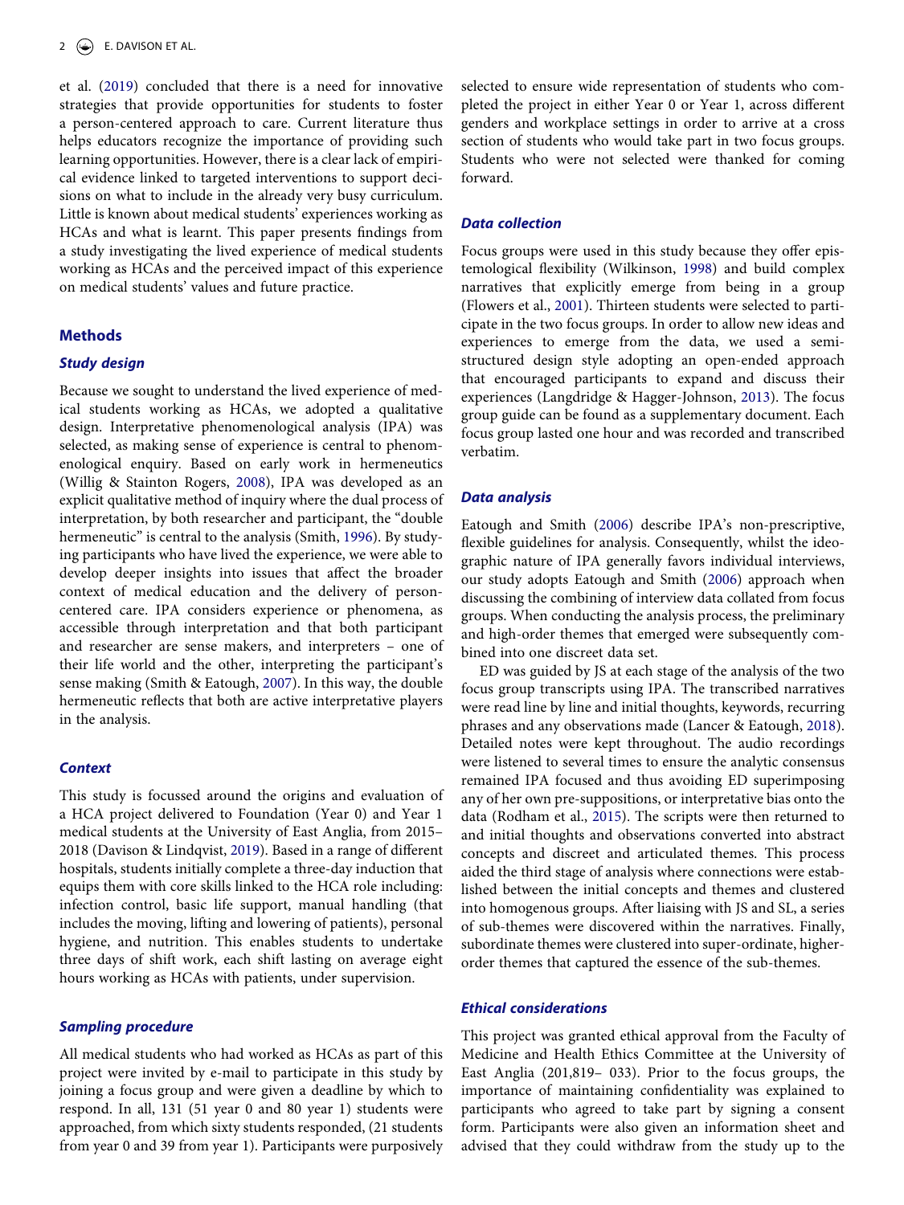et al. (2019) concluded that there is a need for innovative strategies that provide opportunities for students to foster a person-centered approach to care. Current literature thus helps educators recognize the importance of providing such learning opportunities. However, there is a clear lack of empirical evidence linked to targeted interventions to support decisions on what to include in the already very busy curriculum. Little is known about medical students' experiences working as HCAs and what is learnt. This paper presents findings from a study investigating the lived experience of medical students working as HCAs and the perceived impact of this experience on medical students' values and future practice.

## Methods

### Study design

Because we sought to understand the lived experience of medical students working as HCAs, we adopted a qualitative design. Interpretative phenomenological analysis (IPA) was selected, as making sense of experience is central to phenomenological enquiry. Based on early work in hermeneutics (Willig & Stainton Rogers, 2008), IPA was developed as an explicit qualitative method of inquiry where the dual process of interpretation, by both researcher and participant, the "double hermeneutic" is central to the analysis (Smith, 1996). By studying participants who have lived the experience, we were able to develop deeper insights into issues that affect the broader context of medical education and the delivery of person-centered care. IPA considers experience or phenomena, as accessible through interpretation and that both participant and researcher are sense makers, and interpreters – one of their life world and the other, interpreting the participant's sense making (Smith & Eatough, 2007). In this way, the double hermeneutic reflects that both are active interpretative players in the analysis.

### Context

This study is focussed around the origins and evaluation of a HCA project delivered to Foundation (Year 0) and Year 1 medical students at the University of East Anglia, from 2015–2018 (Davison & Lindqvist, 2019). Based in a range of different hospitals, students initially complete a three-day induction that equips them with core skills linked to the HCA role including: infection control, basic life support, manual handling (that includes the moving, lifting and lowering of patients), personal hygiene, and nutrition. This enables students to undertake three days of shift work, each shift lasting on average eight hours working as HCAs with patients, under supervision.

### Sampling procedure

All medical students who had worked as HCAs as part of this project were invited by e-mail to participate in this study by joining a focus group and were given a deadline by which to respond. In all, 131 (51 year 0 and 80 year 1) students were approached, from which sixty students responded, (21 students from year 0 and 39 from year 1). Participants were purposively selected to ensure wide representation of students who completed the project in either Year 0 or Year 1, across different genders and workplace settings in order to arrive at a cross section of students who would take part in two focus groups. Students who were not selected were thanked for coming forward.

### Data collection

Focus groups were used in this study because they offer epistemological flexibility (Wilkinson, 1998) and build complex narratives that explicitly emerge from being in a group (Flowers et al., 2001). Thirteen students were selected to participate in the two focus groups. In order to allow new ideas and experiences to emerge from the data, we used a semi-structured design style adopting an open-ended approach that encouraged participants to expand and discuss their experiences (Langdridge & Hagger-Johnson, 2013). The focus group guide can be found as a supplementary document. Each focus group lasted one hour and was recorded and transcribed verbatim.

### Data analysis

Eatough and Smith (2006) describe IPA's non-prescriptive, flexible guidelines for analysis. Consequently, whilst the ideographic nature of IPA generally favors individual interviews, our study adopts Eatough and Smith (2006) approach when discussing the combining of interview data collated from focus groups. When conducting the analysis process, the preliminary and high-order themes that emerged were subsequently combined into one discreet data set.

ED was guided by JS at each stage of the analysis of the two focus group transcripts using IPA. The transcribed narratives were read line by line and initial thoughts, keywords, recurring phrases and any observations made (Lancer & Eatough, 2018). Detailed notes were kept throughout. The audio recordings were listened to several times to ensure the analytic consensus remained IPA focused and thus avoiding ED superimposing any of her own pre-suppositions, or interpretative bias onto the data (Rodham et al., 2015). The scripts were then returned to and initial thoughts and observations converted into abstract concepts and discreet and articulated themes. This process aided the third stage of analysis where connections were established between the initial concepts and themes and clustered into homogenous groups. After liaising with JS and SL, a series of sub-themes were discovered within the narratives. Finally, subordinate themes were clustered into super-ordinate, higher-order themes that captured the essence of the sub-themes.

### Ethical considerations

This project was granted ethical approval from the Faculty of Medicine and Health Ethics Committee at the University of East Anglia (201,819– 033). Prior to the focus groups, the importance of maintaining confidentiality was explained to participants who agreed to take part by signing a consent form. Participants were also given an information sheet and advised that they could withdraw from the study up to the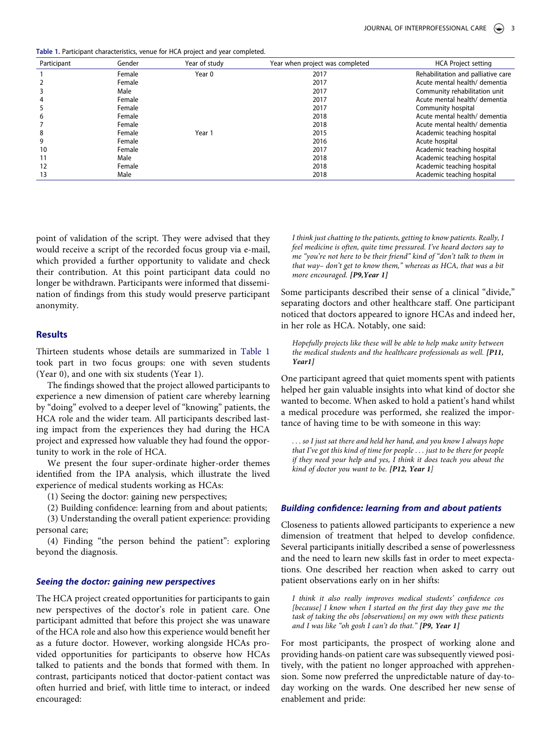**Table 1.** Participant characteristics, venue for HCA project and year completed.

| Participant | Gender | Year of study | Year when project was completed | HCA Project setting |
|---|---|---|---|---|
| 1 | Female | Year 0 | 2017 | Rehabilitation and palliative care |
| 2 | Female | | 2017 | Acute mental health/ dementia |
| 3 | Male | | 2017 | Community rehabilitation unit |
| 4 | Female | | 2017 | Acute mental health/ dementia |
| 5 | Female | | 2017 | Community hospital |
| 6 | Female | | 2018 | Acute mental health/ dementia |
| 7 | Female | | 2018 | Acute mental health/ dementia |
| 8 | Female | Year 1 | 2015 | Academic teaching hospital |
| 9 | Female | | 2016 | Acute hospital |
| 10 | Female | | 2017 | Academic teaching hospital |
| 11 | Male | | 2018 | Academic teaching hospital |
| 12 | Female | | 2018 | Academic teaching hospital |
| 13 | Male | | 2018 | Academic teaching hospital |

point of validation of the script. They were advised that they would receive a script of the recorded focus group via e-mail, which provided a further opportunity to validate and check their contribution. At this point participant data could no longer be withdrawn. Participants were informed that dissemination of findings from this study would preserve participant anonymity.

## Results

Thirteen students whose details are summarized in Table 1 took part in two focus groups: one with seven students (Year 0), and one with six students (Year 1).

The findings showed that the project allowed participants to experience a new dimension of patient care whereby learning by "doing" evolved to a deeper level of "knowing" patients, the HCA role and the wider team. All participants described lasting impact from the experiences they had during the HCA project and expressed how valuable they had found the opportunity to work in the role of HCA.

We present the four super-ordinate higher-order themes identified from the IPA analysis, which illustrate the lived experience of medical students working as HCAs:

(1) Seeing the doctor: gaining new perspectives;

(2) Building confidence: learning from and about patients;

(3) Understanding the overall patient experience: providing personal care;

(4) Finding "the person behind the patient": exploring beyond the diagnosis.

### *Seeing the doctor: gaining new perspectives*

The HCA project created opportunities for participants to gain new perspectives of the doctor's role in patient care. One participant admitted that before this project she was unaware of the HCA role and also how this experience would benefit her as a future doctor. However, working alongside HCAs provided opportunities for participants to observe how HCAs talked to patients and the bonds that formed with them. In contrast, participants noticed that doctor-patient contact was often hurried and brief, with little time to interact, or indeed encouraged:

> *I think just chatting to the patients, getting to know patients. Really, I feel medicine is often, quite time pressured. I've heard doctors say to me "you're not here to be their friend" kind of "don't talk to them in that way– don't get to know them," whereas as HCA, that was a bit more encouraged.* ***[P9,Year 1]***

Some participants described their sense of a clinical "divide," separating doctors and other healthcare staff. One participant noticed that doctors appeared to ignore HCAs and indeed her, in her role as HCA. Notably, one said:

> *Hopefully projects like these will be able to help make unity between the medical students and the healthcare professionals as well.* ***[P11, Year1]***

One participant agreed that quiet moments spent with patients helped her gain valuable insights into what kind of doctor she wanted to become. When asked to hold a patient's hand whilst a medical procedure was performed, she realized the importance of having time to be with someone in this way:

> *. . . so I just sat there and held her hand, and you know I always hope that I've got this kind of time for people . . . just to be there for people if they need your help and yes, I think it does teach you about the kind of doctor you want to be.* ***[P12, Year 1]***

### *Building confidence: learning from and about patients*

Closeness to patients allowed participants to experience a new dimension of treatment that helped to develop confidence. Several participants initially described a sense of powerlessness and the need to learn new skills fast in order to meet expectations. One described her reaction when asked to carry out patient observations early on in her shifts:

> *I think it also really improves medical students' confidence cos [because] I know when I started on the first day they gave me the task of taking the obs [observations] on my own with these patients and I was like "oh gosh I can't do that."* ***[P9, Year 1]***

For most participants, the prospect of working alone and providing hands-on patient care was subsequently viewed positively, with the patient no longer approached with apprehension. Some now preferred the unpredictable nature of day-to-day working on the wards. One described her new sense of enablement and pride: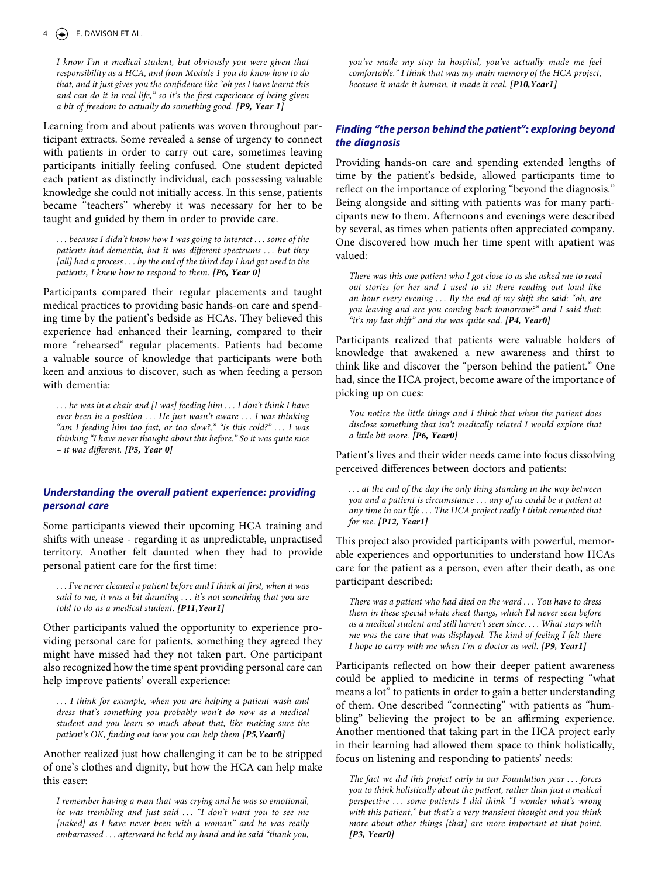> *I know I'm a medical student, but obviously you were given that responsibility as a HCA, and from Module 1 you do know how to do that, and it just gives you the confidence like "oh yes I have learnt this and can do it in real life," so it's the first experience of being given a bit of freedom to actually do something good.* ***[P9, Year 1]***

Learning from and about patients was woven throughout participant extracts. Some revealed a sense of urgency to connect with patients in order to carry out care, sometimes leaving participants initially feeling confused. One student depicted each patient as distinctly individual, each possessing valuable knowledge she could not initially access. In this sense, patients became "teachers" whereby it was necessary for her to be taught and guided by them in order to provide care.

> *. . . because I didn't know how I was going to interact . . . some of the patients had dementia, but it was different spectrums . . . but they [all] had a process . . . by the end of the third day I had got used to the patients, I knew how to respond to them.* ***[P6, Year 0]***

Participants compared their regular placements and taught medical practices to providing basic hands-on care and spending time by the patient's bedside as HCAs. They believed this experience had enhanced their learning, compared to their more "rehearsed" regular placements. Patients had become a valuable source of knowledge that participants were both keen and anxious to discover, such as when feeding a person with dementia:

> *. . . he was in a chair and [I was] feeding him . . . I don't think I have ever been in a position . . . He just wasn't aware . . . I was thinking "am I feeding him too fast, or too slow?," "is this cold?" . . . I was thinking "I have never thought about this before." So it was quite nice – it was different.* ***[P5, Year 0]***

### Understanding the overall patient experience: providing personal care

Some participants viewed their upcoming HCA training and shifts with unease - regarding it as unpredictable, unpractised territory. Another felt daunted when they had to provide personal patient care for the first time:

> *. . . I've never cleaned a patient before and I think at first, when it was said to me, it was a bit daunting . . . it's not something that you are told to do as a medical student.* ***[P11,Year1]***

Other participants valued the opportunity to experience providing personal care for patients, something they agreed they might have missed had they not taken part. One participant also recognized how the time spent providing personal care can help improve patients' overall experience:

> *. . . I think for example, when you are helping a patient wash and dress that's something you probably won't do now as a medical student and you learn so much about that, like making sure the patient's OK, finding out how you can help them* ***[P5,Year0]***

Another realized just how challenging it can be to be stripped of one's clothes and dignity, but how the HCA can help make this easer:

> *I remember having a man that was crying and he was so emotional, he was trembling and just said . . . "I don't want you to see me [naked] as I have never been with a woman" and he was really embarrassed . . . afterward he held my hand and he said "thank you, you've made my stay in hospital, you've actually made me feel comfortable." I think that was my main memory of the HCA project, because it made it human, it made it real.* ***[P10,Year1]***

### Finding "the person behind the patient": exploring beyond the diagnosis

Providing hands-on care and spending extended lengths of time by the patient's bedside, allowed participants time to reflect on the importance of exploring "beyond the diagnosis." Being alongside and sitting with patients was for many participants new to them. Afternoons and evenings were described by several, as times when patients often appreciated company. One discovered how much her time spent with apatient was valued:

> *There was this one patient who I got close to as she asked me to read out stories for her and I used to sit there reading out loud like an hour every evening . . . By the end of my shift she said: "oh, are you leaving and are you coming back tomorrow?" and I said that: "it's my last shift" and she was quite sad.* ***[P4, Year0]***

Participants realized that patients were valuable holders of knowledge that awakened a new awareness and thirst to think like and discover the "person behind the patient." One had, since the HCA project, become aware of the importance of picking up on cues:

> *You notice the little things and I think that when the patient does disclose something that isn't medically related I would explore that a little bit more.* ***[P6, Year0]***

Patient's lives and their wider needs came into focus dissolving perceived differences between doctors and patients:

> *. . . at the end of the day the only thing standing in the way between you and a patient is circumstance . . . any of us could be a patient at any time in our life . . . The HCA project really I think cemented that for me.* ***[P12, Year1]***

This project also provided participants with powerful, memorable experiences and opportunities to understand how HCAs care for the patient as a person, even after their death, as one participant described:

> *There was a patient who had died on the ward . . . You have to dress them in these special white sheet things, which I'd never seen before as a medical student and still haven't seen since. . . . What stays with me was the care that was displayed. The kind of feeling I felt there I hope to carry with me when I'm a doctor as well.* ***[P9, Year1]***

Participants reflected on how their deeper patient awareness could be applied to medicine in terms of respecting "what means a lot" to patients in order to gain a better understanding of them. One described "connecting" with patients as "humbling" believing the project to be an affirming experience. Another mentioned that taking part in the HCA project early in their learning had allowed them space to think holistically, focus on listening and responding to patients' needs:

> *The fact we did this project early in our Foundation year . . . forces you to think holistically about the patient, rather than just a medical perspective . . . some patients I did think "I wonder what's wrong with this patient," but that's a very transient thought and you think more about other things [that] are more important at that point.* ***[P3, Year0]***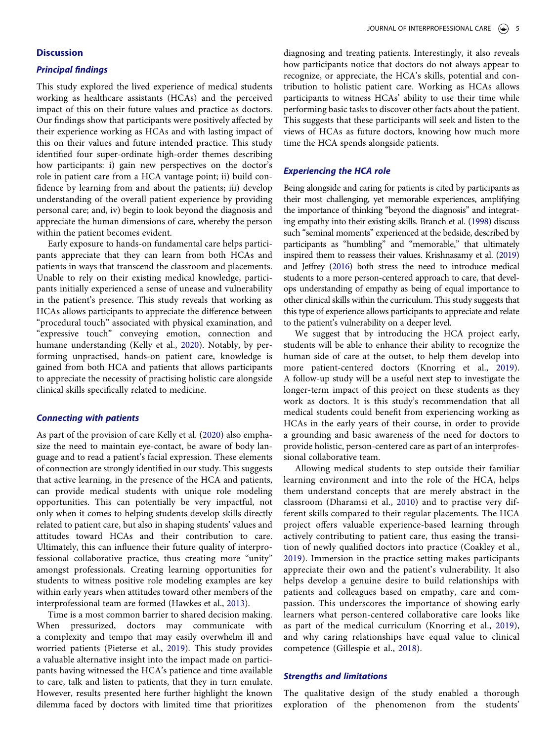## Discussion

### Principal findings

This study explored the lived experience of medical students working as healthcare assistants (HCAs) and the perceived impact of this on their future values and practice as doctors. Our findings show that participants were positively affected by their experience working as HCAs and with lasting impact of this on their values and future intended practice. This study identified four super-ordinate high-order themes describing how participants: i) gain new perspectives on the doctor's role in patient care from a HCA vantage point; ii) build confidence by learning from and about the patients; iii) develop understanding of the overall patient experience by providing personal care; and, iv) begin to look beyond the diagnosis and appreciate the human dimensions of care, whereby the person within the patient becomes evident.

Early exposure to hands-on fundamental care helps participants appreciate that they can learn from both HCAs and patients in ways that transcend the classroom and placements. Unable to rely on their existing medical knowledge, participants initially experienced a sense of unease and vulnerability in the patient's presence. This study reveals that working as HCAs allows participants to appreciate the difference between "procedural touch" associated with physical examination, and "expressive touch" conveying emotion, connection and humane understanding (Kelly et al., 2020). Notably, by performing unpractised, hands-on patient care, knowledge is gained from both HCA and patients that allows participants to appreciate the necessity of practising holistic care alongside clinical skills specifically related to medicine.

### Connecting with patients

As part of the provision of care Kelly et al. (2020) also emphasize the need to maintain eye-contact, be aware of body language and to read a patient's facial expression. These elements of connection are strongly identified in our study. This suggests that active learning, in the presence of the HCA and patients, can provide medical students with unique role modeling opportunities. This can potentially be very impactful, not only when it comes to helping students develop skills directly related to patient care, but also in shaping students' values and attitudes toward HCAs and their contribution to care. Ultimately, this can influence their future quality of interprofessional collaborative practice, thus creating more "unity" amongst professionals. Creating learning opportunities for students to witness positive role modeling examples are key within early years when attitudes toward other members of the interprofessional team are formed (Hawkes et al., 2013).

Time is a most common barrier to shared decision making. When pressurized, doctors may communicate with a complexity and tempo that may easily overwhelm ill and worried patients (Pieterse et al., 2019). This study provides a valuable alternative insight into the impact made on participants having witnessed the HCA's patience and time available to care, talk and listen to patients, that they in turn emulate. However, results presented here further highlight the known dilemma faced by doctors with limited time that prioritizes diagnosing and treating patients. Interestingly, it also reveals how participants notice that doctors do not always appear to recognize, or appreciate, the HCA's skills, potential and contribution to holistic patient care. Working as HCAs allows participants to witness HCAs' ability to use their time while performing basic tasks to discover other facts about the patient. This suggests that these participants will seek and listen to the views of HCAs as future doctors, knowing how much more time the HCA spends alongside patients.

### Experiencing the HCA role

Being alongside and caring for patients is cited by participants as their most challenging, yet memorable experiences, amplifying the importance of thinking "beyond the diagnosis" and integrating empathy into their existing skills. Branch et al. (1998) discuss such "seminal moments" experienced at the bedside, described by participants as "humbling" and "memorable," that ultimately inspired them to reassess their values. Krishnasamy et al. (2019) and Jeffrey (2016) both stress the need to introduce medical students to a more person-centered approach to care, that develops understanding of empathy as being of equal importance to other clinical skills within the curriculum. This study suggests that this type of experience allows participants to appreciate and relate to the patient's vulnerability on a deeper level.

We suggest that by introducing the HCA project early, students will be able to enhance their ability to recognize the human side of care at the outset, to help them develop into more patient-centered doctors (Knorring et al., 2019). A follow-up study will be a useful next step to investigate the longer-term impact of this project on these students as they work as doctors. It is this study's recommendation that all medical students could benefit from experiencing working as HCAs in the early years of their course, in order to provide a grounding and basic awareness of the need for doctors to provide holistic, person-centered care as part of an interprofessional collaborative team.

Allowing medical students to step outside their familiar learning environment and into the role of the HCA, helps them understand concepts that are merely abstract in the classroom (Dharamsi et al., 2010) and to practise very different skills compared to their regular placements. The HCA project offers valuable experience-based learning through actively contributing to patient care, thus easing the transition of newly qualified doctors into practice (Coakley et al., 2019). Immersion in the practice setting makes participants appreciate their own and the patient's vulnerability. It also helps develop a genuine desire to build relationships with patients and colleagues based on empathy, care and compassion. This underscores the importance of showing early learners what person-centered collaborative care looks like as part of the medical curriculum (Knorring et al., 2019), and why caring relationships have equal value to clinical competence (Gillespie et al., 2018).

### Strengths and limitations

The qualitative design of the study enabled a thorough exploration of the phenomenon from the students'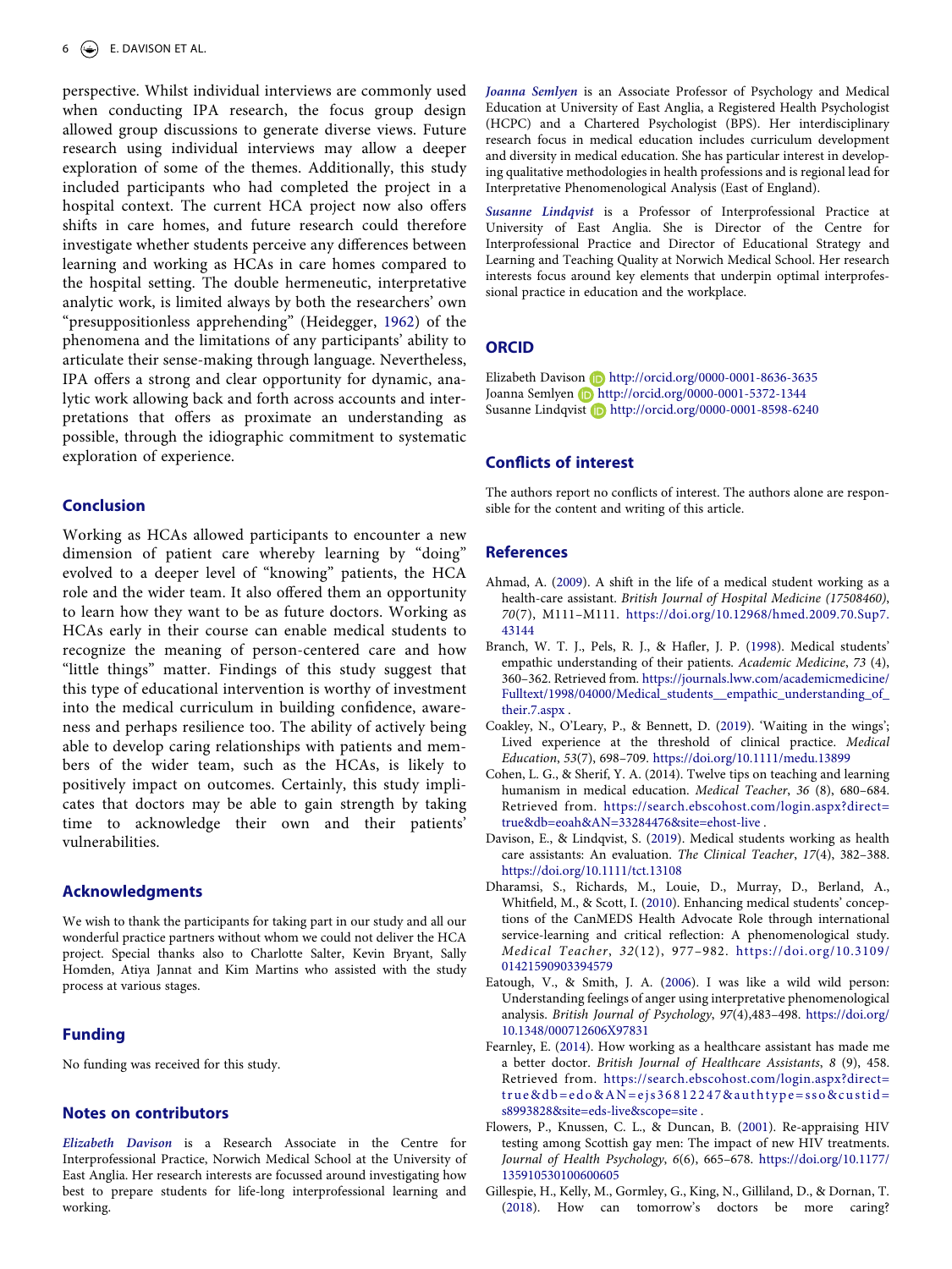perspective. Whilst individual interviews are commonly used when conducting IPA research, the focus group design allowed group discussions to generate diverse views. Future research using individual interviews may allow a deeper exploration of some of the themes. Additionally, this study included participants who had completed the project in a hospital context. The current HCA project now also offers shifts in care homes, and future research could therefore investigate whether students perceive any differences between learning and working as HCAs in care homes compared to the hospital setting. The double hermeneutic, interpretative analytic work, is limited always by both the researchers' own "presuppositionless apprehending" (Heidegger, 1962) of the phenomena and the limitations of any participants' ability to articulate their sense-making through language. Nevertheless, IPA offers a strong and clear opportunity for dynamic, analytic work allowing back and forth across accounts and interpretations that offers as proximate an understanding as possible, through the idiographic commitment to systematic exploration of experience.

## Conclusion

Working as HCAs allowed participants to encounter a new dimension of patient care whereby learning by "doing" evolved to a deeper level of "knowing" patients, the HCA role and the wider team. It also offered them an opportunity to learn how they want to be as future doctors. Working as HCAs early in their course can enable medical students to recognize the meaning of person-centered care and how "little things" matter. Findings of this study suggest that this type of educational intervention is worthy of investment into the medical curriculum in building confidence, awareness and perhaps resilience too. The ability of actively being able to develop caring relationships with patients and members of the wider team, such as the HCAs, is likely to positively impact on outcomes. Certainly, this study implicates that doctors may be able to gain strength by taking time to acknowledge their own and their patients' vulnerabilities.

## Acknowledgments

We wish to thank the participants for taking part in our study and all our wonderful practice partners without whom we could not deliver the HCA project. Special thanks also to Charlotte Salter, Kevin Bryant, Sally Homden, Atiya Jannat and Kim Martins who assisted with the study process at various stages.

## Funding

No funding was received for this study.

## Notes on contributors

***Elizabeth Davison*** is a Research Associate in the Centre for Interprofessional Practice, Norwich Medical School at the University of East Anglia. Her research interests are focussed around investigating how best to prepare students for life-long interprofessional learning and working.

***Joanna Semlyen*** is an Associate Professor of Psychology and Medical Education at University of East Anglia, a Registered Health Psychologist (HCPC) and a Chartered Psychologist (BPS). Her interdisciplinary research focus in medical education includes curriculum development and diversity in medical education. She has particular interest in developing qualitative methodologies in health professions and is regional lead for Interpretative Phenomenological Analysis (East of England).

***Susanne Lindqvist*** is a Professor of Interprofessional Practice at University of East Anglia. She is Director of the Centre for Interprofessional Practice and Director of Educational Strategy and Learning and Teaching Quality at Norwich Medical School. Her research interests focus around key elements that underpin optimal interprofessional practice in education and the workplace.

## ORCID

Elizabeth Davison http://orcid.org/0000-0001-8636-3635
Joanna Semlyen http://orcid.org/0000-0001-5372-1344
Susanne Lindqvist http://orcid.org/0000-0001-8598-6240

## Conflicts of interest

The authors report no conflicts of interest. The authors alone are responsible for the content and writing of this article.

## References

Ahmad, A. (2009). A shift in the life of a medical student working as a health-care assistant. *British Journal of Hospital Medicine (17508460)*, *70*(7), M111–M111. https://doi.org/10.12968/hmed.2009.70.Sup7.43144

Branch, W. T. J., Pels, R. J., & Hafler, J. P. (1998). Medical students' empathic understanding of their patients. *Academic Medicine*, *73* (4), 360–362. Retrieved from. https://journals.lww.com/academicmedicine/Fulltext/1998/04000/Medical_students__empathic_understanding_of_their.7.aspx .

Coakley, N., O'Leary, P., & Bennett, D. (2019). 'Waiting in the wings'; Lived experience at the threshold of clinical practice. *Medical Education*, *53*(7), 698–709. https://doi.org/10.1111/medu.13899

Cohen, L. G., & Sherif, Y. A. (2014). Twelve tips on teaching and learning humanism in medical education. *Medical Teacher*, *36* (8), 680–684. Retrieved from. https://search.ebscohost.com/login.aspx?direct=true&db=eoah&AN=33284476&site=ehost-live .

Davison, E., & Lindqvist, S. (2019). Medical students working as health care assistants: An evaluation. *The Clinical Teacher*, *17*(4), 382–388. https://doi.org/10.1111/tct.13108

Dharamsi, S., Richards, M., Louie, D., Murray, D., Berland, A., Whitfield, M., & Scott, I. (2010). Enhancing medical students' conceptions of the CanMEDS Health Advocate Role through international service-learning and critical reflection: A phenomenological study. *Medical Teacher*, *32*(12), 977–982. https://doi.org/10.3109/01421590903394579

Eatough, V., & Smith, J. A. (2006). I was like a wild wild person: Understanding feelings of anger using interpretative phenomenological analysis. *British Journal of Psychology*, *97*(4),483–498. https://doi.org/10.1348/000712606X97831

Fearnley, E. (2014). How working as a healthcare assistant has made me a better doctor. *British Journal of Healthcare Assistants*, *8* (9), 458. Retrieved from. https://search.ebscohost.com/login.aspx?direct=true&db=edo&AN=ejs36812247&authtype=sso&custid=s8993828&site=eds-live&scope=site .

Flowers, P., Knussen, C. L., & Duncan, B. (2001). Re-appraising HIV testing among Scottish gay men: The impact of new HIV treatments. *Journal of Health Psychology*, *6*(6), 665–678. https://doi.org/10.1177/135910530100600605

Gillespie, H., Kelly, M., Gormley, G., King, N., Gilliland, D., & Dornan, T. (2018). How can tomorrow's doctors be more caring?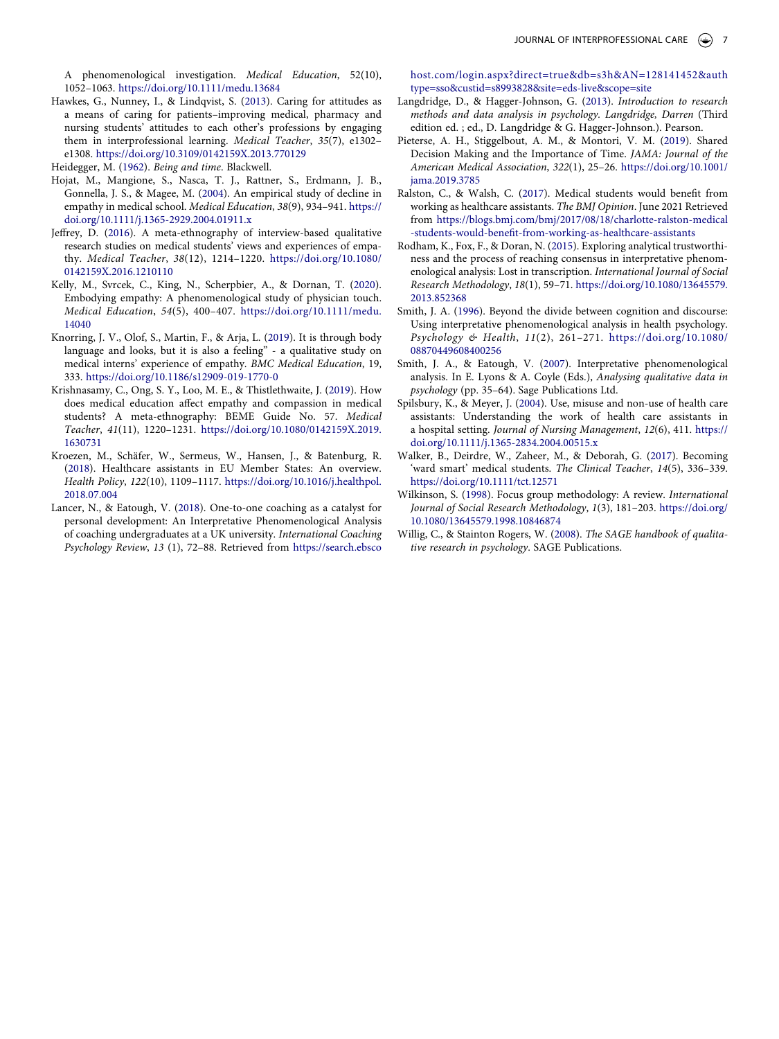A phenomenological investigation. *Medical Education*, 52(10), 1052–1063. https://doi.org/10.1111/medu.13684

Hawkes, G., Nunney, I., & Lindqvist, S. (2013). Caring for attitudes as a means of caring for patients–improving medical, pharmacy and nursing students' attitudes to each other's professions by engaging them in interprofessional learning. *Medical Teacher*, *35*(7), e1302–e1308. https://doi.org/10.3109/0142159X.2013.770129

Heidegger, M. (1962). *Being and time*. Blackwell.

Hojat, M., Mangione, S., Nasca, T. J., Rattner, S., Erdmann, J. B., Gonnella, J. S., & Magee, M. (2004). An empirical study of decline in empathy in medical school. *Medical Education*, *38*(9), 934–941. https://doi.org/10.1111/j.1365-2929.2004.01911.x

Jeffrey, D. (2016). A meta-ethnography of interview-based qualitative research studies on medical students' views and experiences of empathy. *Medical Teacher*, *38*(12), 1214–1220. https://doi.org/10.1080/0142159X.2016.1210110

Kelly, M., Svrcek, C., King, N., Scherpbier, A., & Dornan, T. (2020). Embodying empathy: A phenomenological study of physician touch. *Medical Education*, *54*(5), 400–407. https://doi.org/10.1111/medu.14040

Knorring, J. V., Olof, S., Martin, F., & Arja, L. (2019). It is through body language and looks, but it is also a feeling" - a qualitative study on medical interns' experience of empathy. *BMC Medical Education*, 19, 333. https://doi.org/10.1186/s12909-019-1770-0

Krishnasamy, C., Ong, S. Y., Loo, M. E., & Thistlethwaite, J. (2019). How does medical education affect empathy and compassion in medical students? A meta-ethnography: BEME Guide No. 57. *Medical Teacher*, *41*(11), 1220–1231. https://doi.org/10.1080/0142159X.2019.1630731

Kroezen, M., Schäfer, W., Sermeus, W., Hansen, J., & Batenburg, R. (2018). Healthcare assistants in EU Member States: An overview. *Health Policy*, *122*(10), 1109–1117. https://doi.org/10.1016/j.healthpol.2018.07.004

Lancer, N., & Eatough, V. (2018). One-to-one coaching as a catalyst for personal development: An Interpretative Phenomenological Analysis of coaching undergraduates at a UK university. *International Coaching Psychology Review*, *13* (1), 72–88. Retrieved from https://search.ebscohost.com/login.aspx?direct=true&db=s3h&AN=128141452&authtype=sso&custid=s8993828&site=eds-live&scope=site

Langdridge, D., & Hagger-Johnson, G. (2013). *Introduction to research methods and data analysis in psychology*. *Langdridge, Darren* (Third edition ed. ; ed., D. Langdridge & G. Hagger-Johnson.). Pearson.

Pieterse, A. H., Stiggelbout, A. M., & Montori, V. M. (2019). Shared Decision Making and the Importance of Time. *JAMA: Journal of the American Medical Association*, *322*(1), 25–26. https://doi.org/10.1001/jama.2019.3785

Ralston, C., & Walsh, C. (2017). Medical students would benefit from working as healthcare assistants. *The BMJ Opinion*. June 2021 Retrieved from https://blogs.bmj.com/bmj/2017/08/18/charlotte-ralston-medical-students-would-benefit-from-working-as-healthcare-assistants

Rodham, K., Fox, F., & Doran, N. (2015). Exploring analytical trustworthiness and the process of reaching consensus in interpretative phenomenological analysis: Lost in transcription. *International Journal of Social Research Methodology*, *18*(1), 59–71. https://doi.org/10.1080/13645579.2013.852368

Smith, J. A. (1996). Beyond the divide between cognition and discourse: Using interpretative phenomenological analysis in health psychology. *Psychology & Health*, *11*(2), 261–271. https://doi.org/10.1080/08870449608400256

Smith, J. A., & Eatough, V. (2007). Interpretative phenomenological analysis. In E. Lyons & A. Coyle (Eds.), *Analysing qualitative data in psychology* (pp. 35–64). Sage Publications Ltd.

Spilsbury, K., & Meyer, J. (2004). Use, misuse and non-use of health care assistants: Understanding the work of health care assistants in a hospital setting. *Journal of Nursing Management*, *12*(6), 411. https://doi.org/10.1111/j.1365-2834.2004.00515.x

Walker, B., Deirdre, W., Zaheer, M., & Deborah, G. (2017). Becoming 'ward smart' medical students. *The Clinical Teacher*, *14*(5), 336–339. https://doi.org/10.1111/tct.12571

Wilkinson, S. (1998). Focus group methodology: A review. *International Journal of Social Research Methodology*, *1*(3), 181–203. https://doi.org/10.1080/13645579.1998.10846874

Willig, C., & Stainton Rogers, W. (2008). *The SAGE handbook of qualitative research in psychology*. SAGE Publications.